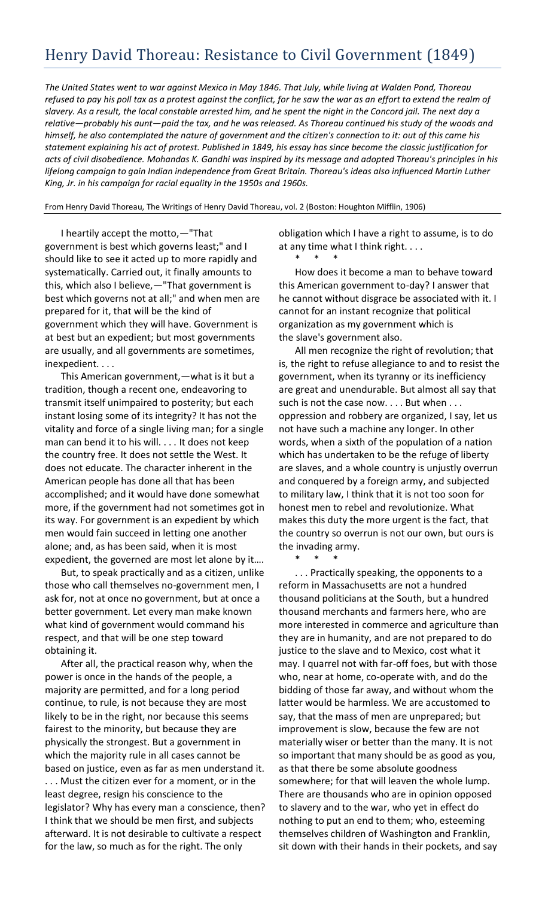# Henry David Thoreau: Resistance to Civil Government (1849)

*The United States went to war against Mexico in May 1846. That July, while living at Walden Pond, Thoreau refused to pay his poll tax as a protest against the conflict, for he saw the war as an effort to extend the realm of slavery. As a result, the local constable arrested him, and he spent the night in the Concord jail. The next day a relative—probably his aunt—paid the tax, and he was released. As Thoreau continued his study of the woods and himself, he also contemplated the nature of government and the citizen's connection to it: out of this came his statement explaining his act of protest. Published in 1849, his essay has since become the classic justification for acts of civil disobedience. Mohandas K. Gandhi was inspired by its message and adopted Thoreau's principles in his lifelong campaign to gain Indian independence from Great Britain. Thoreau's ideas also influenced Martin Luther King, Jr. in his campaign for racial equality in the 1950s and 1960s.*

From Henry David Thoreau, The Writings of Henry David Thoreau, vol. 2 (Boston: Houghton Mifflin, 1906)

I heartily accept the motto,—"That government is best which governs least;" and I should like to see it acted up to more rapidly and systematically. Carried out, it finally amounts to this, which also I believe,—"That government is best which governs not at all;" and when men are prepared for it, that will be the kind of government which they will have. Government is at best but an expedient; but most governments are usually, and all governments are sometimes, inexpedient. . . .

This American government,—what is it but a tradition, though a recent one, endeavoring to transmit itself unimpaired to posterity; but each instant losing some of its integrity? It has not the vitality and force of a single living man; for a single man can bend it to his will. . . . It does not keep the country free. It does not settle the West. It does not educate. The character inherent in the American people has done all that has been accomplished; and it would have done somewhat more, if the government had not sometimes got in its way. For government is an expedient by which men would fain succeed in letting one another alone; and, as has been said, when it is most expedient, the governed are most let alone by it….

But, to speak practically and as a citizen, unlike those who call themselves no-government men, I ask for, not at once no government, but at once a better government. Let every man make known what kind of government would command his respect, and that will be one step toward obtaining it.

After all, the practical reason why, when the power is once in the hands of the people, a majority are permitted, and for a long period continue, to rule, is not because they are most likely to be in the right, nor because this seems fairest to the minority, but because they are physically the strongest. But a government in which the majority rule in all cases cannot be based on justice, even as far as men understand it. . . . Must the citizen ever for a moment, or in the least degree, resign his conscience to the legislator? Why has every man a conscience, then? I think that we should be men first, and subjects afterward. It is not desirable to cultivate a respect for the law, so much as for the right. The only obligation which I have a right to assume, is to do at any time what I think right. . . .

\* \* \*

How does it become a man to behave toward this American government to-day? I answer that he cannot without disgrace be associated with it. I cannot for an instant recognize that political organization as my government which is the slave's government also.

All men recognize the right of revolution; that is, the right to refuse allegiance to and to resist the government, when its tyranny or its inefficiency are great and unendurable. But almost all say that such is not the case now. . . . But when . . . oppression and robbery are organized, I say, let us not have such a machine any longer. In other words, when a sixth of the population of a nation which has undertaken to be the refuge of liberty are slaves, and a whole country is unjustly overrun and conquered by a foreign army, and subjected to military law, I think that it is not too soon for honest men to rebel and revolutionize. What makes this duty the more urgent is the fact, that the country so overrun is not our own, but ours is the invading army.

\* \* \*

. . . Practically speaking, the opponents to a reform in Massachusetts are not a hundred thousand politicians at the South, but a hundred thousand merchants and farmers here, who are more interested in commerce and agriculture than they are in humanity, and are not prepared to do justice to the slave and to Mexico, cost what it may. I quarrel not with far-off foes, but with those who, near at home, co-operate with, and do the bidding of those far away, and without whom the latter would be harmless. We are accustomed to say, that the mass of men are unprepared; but improvement is slow, because the few are not materially wiser or better than the many. It is not so important that many should be as good as you, as that there be some absolute goodness somewhere; for that will leaven the whole lump. There are thousands who are in opinion opposed to slavery and to the war, who yet in effect do nothing to put an end to them; who, esteeming themselves children of Washington and Franklin, sit down with their hands in their pockets, and say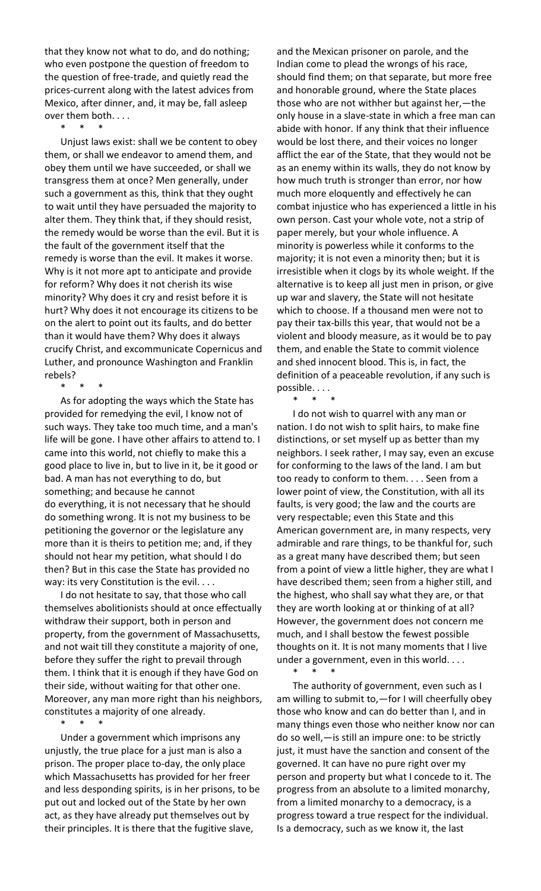that they know not what to do, and do nothing; who even postpone the question of freedom to the question of free-trade, and quietly read the prices-current along with the latest advices from Mexico, after dinner, and, it may be, fall asleep over them both. . . .

\* \* \*

Unjust laws exist: shall we be content to obey them, or shall we endeavor to amend them, and obey them until we have succeeded, or shall we transgress them at once? Men generally, under such a government as this, think that they ought to wait until they have persuaded the majority to alter them. They think that, if they should resist, the remedy would be worse than the evil. But it is the fault of the government itself that the remedy is worse than the evil. It makes it worse. Why is it not more apt to anticipate and provide for reform? Why does it not cherish its wise minority? Why does it cry and resist before it is hurt? Why does it not encourage its citizens to be on the alert to point out its faults, and do better than it would have them? Why does it always crucify Christ, and excommunicate Copernicus and Luther, and pronounce Washington and Franklin rebels?

\* \* \*

As for adopting the ways which the State has provided for remedying the evil, I know not of such ways. They take too much time, and a man's life will be gone. I have other affairs to attend to. I came into this world, not chiefly to make this a good place to live in, but to live in it, be it good or bad. A man has not everything to do, but something; and because he cannot do everything, it is not necessary that he should do something wrong. It is not my business to be petitioning the governor or the legislature any more than it is theirs to petition me; and, if they should not hear my petition, what should I do then? But in this case the State has provided no way: its very Constitution is the evil. . . .

I do not hesitate to say, that those who call themselves abolitionists should at once effectually withdraw their support, both in person and property, from the government of Massachusetts, and not wait till they constitute a majority of one, before they suffer the right to prevail through them. I think that it is enough if they have God on their side, without waiting for that other one. Moreover, any man more right than his neighbors, constitutes a majority of one already.

\* \* \*

Under a government which imprisons any unjustly, the true place for a just man is also a prison. The proper place to-day, the only place which Massachusetts has provided for her freer and less desponding spirits, is in her prisons, to be put out and locked out of the State by her own act, as they have already put themselves out by their principles. It is there that the fugitive slave, and the Mexican prisoner on parole, and the Indian come to plead the wrongs of his race, should find them; on that separate, but more free and honorable ground, where the State places those who are not withher but against her,—the only house in a slave-state in which a free man can abide with honor. If any think that their influence would be lost there, and their voices no longer afflict the ear of the State, that they would not be as an enemy within its walls, they do not know by how much truth is stronger than error, nor how much more eloquently and effectively he can combat injustice who has experienced a little in his own person. Cast your whole vote, not a strip of paper merely, but your whole influence. A minority is powerless while it conforms to the majority; it is not even a minority then; but it is irresistible when it clogs by its whole weight. If the alternative is to keep all just men in prison, or give up war and slavery, the State will not hesitate which to choose. If a thousand men were not to pay their tax-bills this year, that would not be a violent and bloody measure, as it would be to pay them, and enable the State to commit violence and shed innocent blood. This is, in fact, the definition of a peaceable revolution, if any such is possible. . . .

\* \* \*

I do not wish to quarrel with any man or nation. I do not wish to split hairs, to make fine distinctions, or set myself up as better than my neighbors. I seek rather, I may say, even an excuse for conforming to the laws of the land. I am but too ready to conform to them. . . . Seen from a lower point of view, the Constitution, with all its faults, is very good; the law and the courts are very respectable; even this State and this American government are, in many respects, very admirable and rare things, to be thankful for, such as a great many have described them; but seen from a point of view a little higher, they are what I have described them; seen from a higher still, and the highest, who shall say what they are, or that they are worth looking at or thinking of at all? However, the government does not concern me much, and I shall bestow the fewest possible thoughts on it. It is not many moments that I live under a government, even in this world. . . .

\* \* \*

The authority of government, even such as I am willing to submit to,—for I will cheerfully obey those who know and can do better than I, and in many things even those who neither know nor can do so well,—is still an impure one: to be strictly just, it must have the sanction and consent of the governed. It can have no pure right over my person and property but what I concede to it. The progress from an absolute to a limited monarchy, from a limited monarchy to a democracy, is a progress toward a true respect for the individual. Is a democracy, such as we know it, the last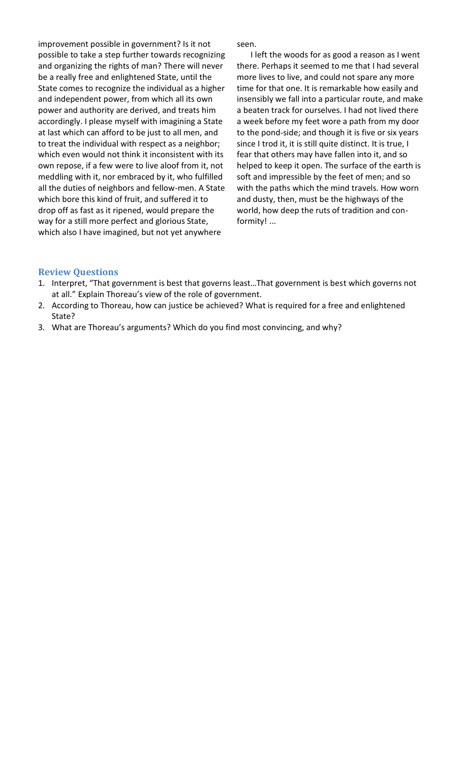improvement possible in government? Is it not possible to take a step further towards recognizing and organizing the rights of man? There will never be a really free and enlightened State, until the State comes to recognize the individual as a higher and independent power, from which all its own power and authority are derived, and treats him accordingly. I please myself with imagining a State at last which can afford to be just to all men, and to treat the individual with respect as a neighbor; which even would not think it inconsistent with its own repose, if a few were to live aloof from it, not meddling with it, nor embraced by it, who fulfilled all the duties of neighbors and fellow-men. A State which bore this kind of fruit, and suffered it to drop off as fast as it ripened, would prepare the way for a still more perfect and glorious State, which also I have imagined, but not yet anywhere seen.

I left the woods for as good a reason as I went there. Perhaps it seemed to me that I had several more lives to live, and could not spare any more time for that one. It is remarkable how easily and insensibly we fall into a particular route, and make a beaten track for ourselves. I had not lived there a week before my feet wore a path from my door to the pond-side; and though it is five or six years since I trod it, it is still quite distinct. It is true, I fear that others may have fallen into it, and so helped to keep it open. The surface of the earth is soft and impressible by the feet of men; and so with the paths which the mind travels. How worn and dusty, then, must be the highways of the world, how deep the ruts of tradition and conformity! ...

## Review Questions

1. Interpret, "That government is best that governs least…That government is best which governs not at all." Explain Thoreau's view of the role of government.
2. According to Thoreau, how can justice be achieved? What is required for a free and enlightened State?
3. What are Thoreau's arguments? Which do you find most convincing, and why?